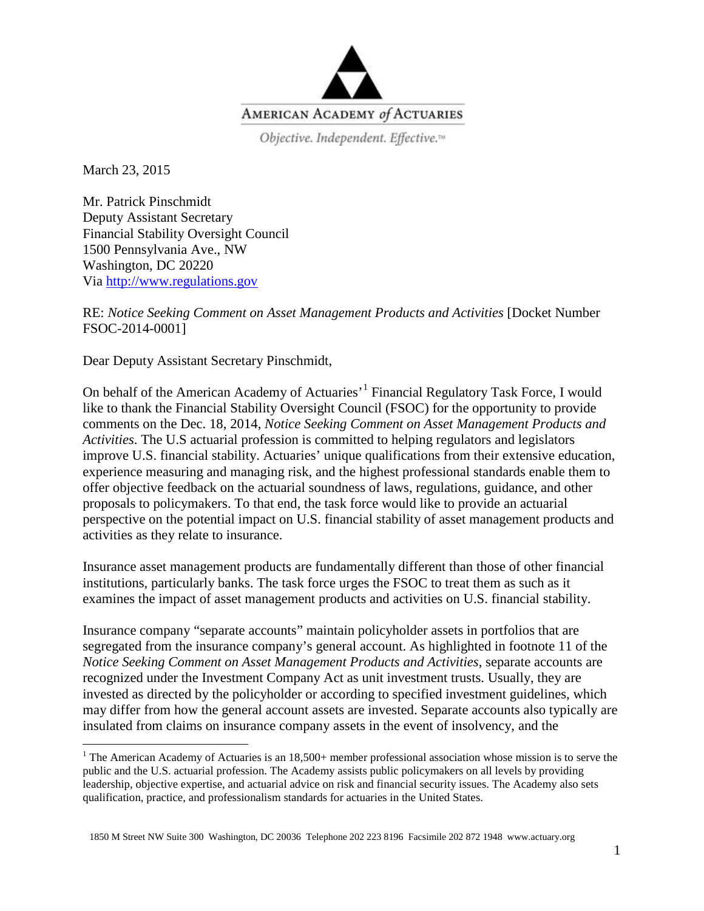AMERICAN ACADEMY *of* ACTUARIES

*Objective. Independent. Effective.*™

March 23, 2015

Mr. Patrick Pinschmidt
Deputy Assistant Secretary
Financial Stability Oversight Council
1500 Pennsylvania Ave., NW
Washington, DC 20220
Via http://www.regulations.gov

RE: *Notice Seeking Comment on Asset Management Products and Activities* [Docket Number FSOC-2014-0001]

Dear Deputy Assistant Secretary Pinschmidt,

On behalf of the American Academy of Actuaries'[1] Financial Regulatory Task Force, I would like to thank the Financial Stability Oversight Council (FSOC) for the opportunity to provide comments on the Dec. 18, 2014, *Notice Seeking Comment on Asset Management Products and Activities*. The U.S actuarial profession is committed to helping regulators and legislators improve U.S. financial stability. Actuaries' unique qualifications from their extensive education, experience measuring and managing risk, and the highest professional standards enable them to offer objective feedback on the actuarial soundness of laws, regulations, guidance, and other proposals to policymakers. To that end, the task force would like to provide an actuarial perspective on the potential impact on U.S. financial stability of asset management products and activities as they relate to insurance.

Insurance asset management products are fundamentally different than those of other financial institutions, particularly banks. The task force urges the FSOC to treat them as such as it examines the impact of asset management products and activities on U.S. financial stability.

Insurance company "separate accounts" maintain policyholder assets in portfolios that are segregated from the insurance company's general account. As highlighted in footnote 11 of the *Notice Seeking Comment on Asset Management Products and Activities*, separate accounts are recognized under the Investment Company Act as unit investment trusts. Usually, they are invested as directed by the policyholder or according to specified investment guidelines, which may differ from how the general account assets are invested. Separate accounts also typically are insulated from claims on insurance company assets in the event of insolvency, and the

[1] The American Academy of Actuaries is an 18,500+ member professional association whose mission is to serve the public and the U.S. actuarial profession. The Academy assists public policymakers on all levels by providing leadership, objective expertise, and actuarial advice on risk and financial security issues. The Academy also sets qualification, practice, and professionalism standards for actuaries in the United States.

1850 M Street NW Suite 300 Washington, DC 20036 Telephone 202 223 8196 Facsimile 202 872 1948 www.actuary.org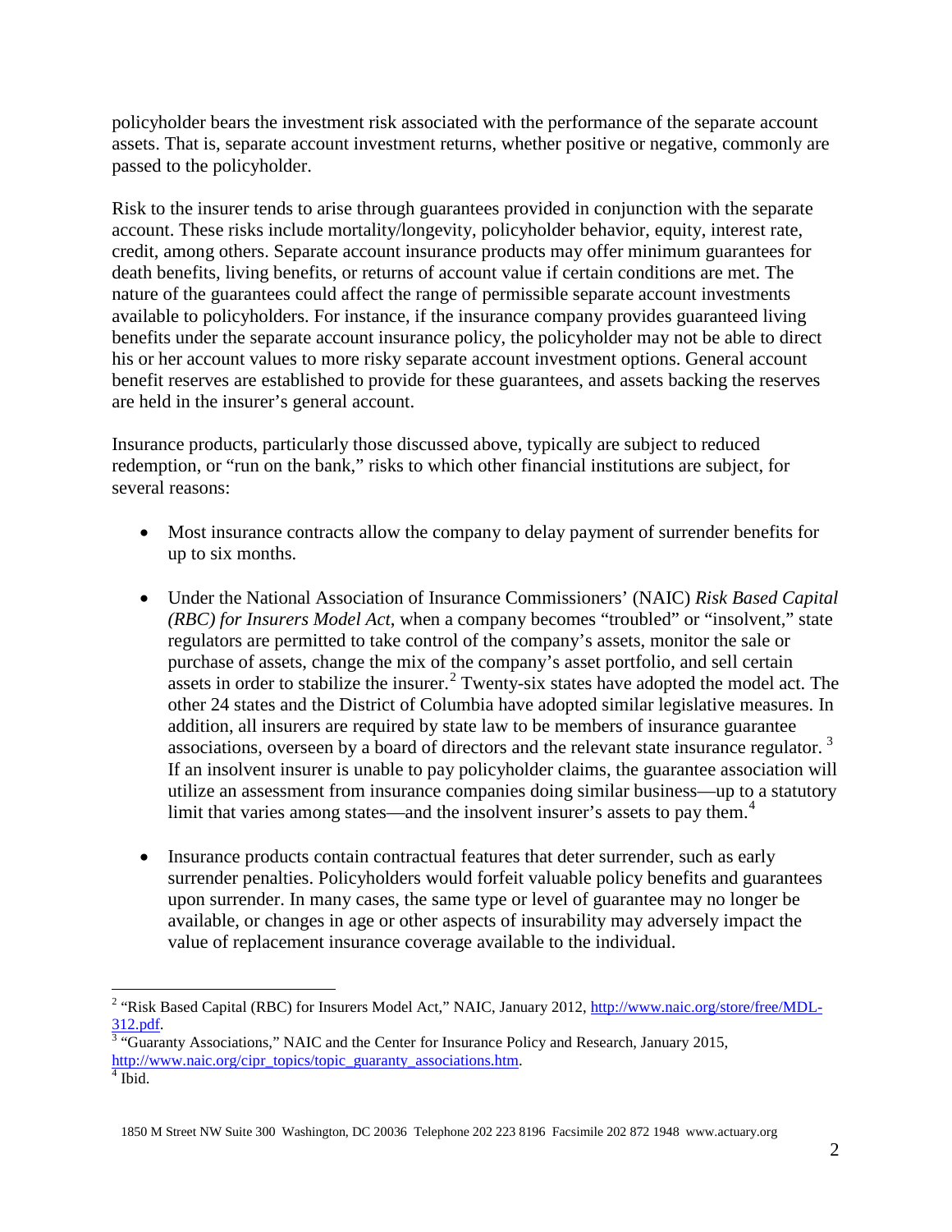policyholder bears the investment risk associated with the performance of the separate account assets. That is, separate account investment returns, whether positive or negative, commonly are passed to the policyholder.

Risk to the insurer tends to arise through guarantees provided in conjunction with the separate account. These risks include mortality/longevity, policyholder behavior, equity, interest rate, credit, among others. Separate account insurance products may offer minimum guarantees for death benefits, living benefits, or returns of account value if certain conditions are met. The nature of the guarantees could affect the range of permissible separate account investments available to policyholders. For instance, if the insurance company provides guaranteed living benefits under the separate account insurance policy, the policyholder may not be able to direct his or her account values to more risky separate account investment options. General account benefit reserves are established to provide for these guarantees, and assets backing the reserves are held in the insurer's general account.

Insurance products, particularly those discussed above, typically are subject to reduced redemption, or "run on the bank," risks to which other financial institutions are subject, for several reasons:

- Most insurance contracts allow the company to delay payment of surrender benefits for up to six months.
- Under the National Association of Insurance Commissioners' (NAIC) *Risk Based Capital (RBC) for Insurers Model Act*, when a company becomes "troubled" or "insolvent," state regulators are permitted to take control of the company's assets, monitor the sale or purchase of assets, change the mix of the company's asset portfolio, and sell certain assets in order to stabilize the insurer.[2] Twenty-six states have adopted the model act. The other 24 states and the District of Columbia have adopted similar legislative measures. In addition, all insurers are required by state law to be members of insurance guarantee associations, overseen by a board of directors and the relevant state insurance regulator.[3] If an insolvent insurer is unable to pay policyholder claims, the guarantee association will utilize an assessment from insurance companies doing similar business—up to a statutory limit that varies among states—and the insolvent insurer's assets to pay them.[4]
- Insurance products contain contractual features that deter surrender, such as early surrender penalties. Policyholders would forfeit valuable policy benefits and guarantees upon surrender. In many cases, the same type or level of guarantee may no longer be available, or changes in age or other aspects of insurability may adversely impact the value of replacement insurance coverage available to the individual.

---

[2] "Risk Based Capital (RBC) for Insurers Model Act," NAIC, January 2012, http://www.naic.org/store/free/MDL-312.pdf.

[3] "Guaranty Associations," NAIC and the Center for Insurance Policy and Research, January 2015, http://www.naic.org/cipr_topics/topic_guaranty_associations.htm.

[4] Ibid.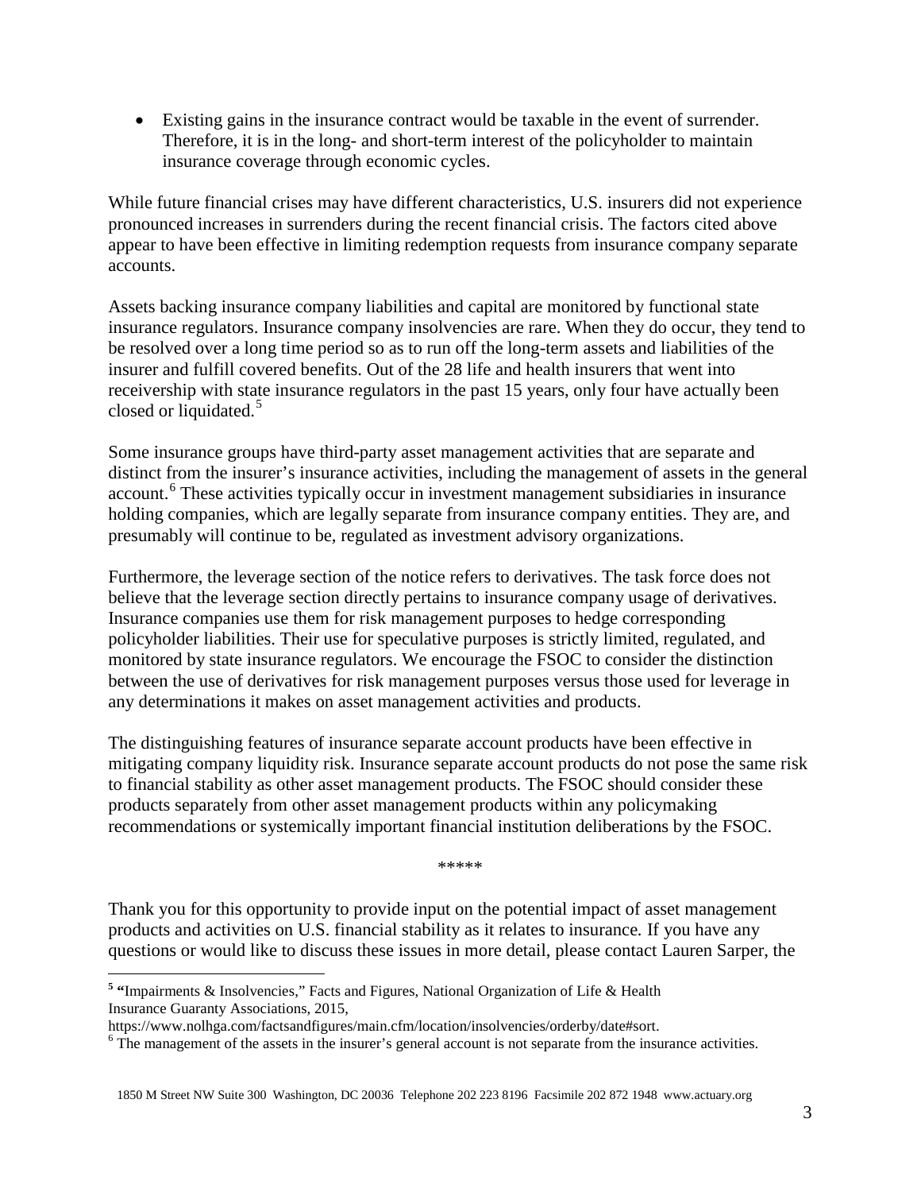- Existing gains in the insurance contract would be taxable in the event of surrender. Therefore, it is in the long- and short-term interest of the policyholder to maintain insurance coverage through economic cycles.

While future financial crises may have different characteristics, U.S. insurers did not experience pronounced increases in surrenders during the recent financial crisis. The factors cited above appear to have been effective in limiting redemption requests from insurance company separate accounts.

Assets backing insurance company liabilities and capital are monitored by functional state insurance regulators. Insurance company insolvencies are rare. When they do occur, they tend to be resolved over a long time period so as to run off the long-term assets and liabilities of the insurer and fulfill covered benefits. Out of the 28 life and health insurers that went into receivership with state insurance regulators in the past 15 years, only four have actually been closed or liquidated.[5]

Some insurance groups have third-party asset management activities that are separate and distinct from the insurer's insurance activities, including the management of assets in the general account.[6] These activities typically occur in investment management subsidiaries in insurance holding companies, which are legally separate from insurance company entities. They are, and presumably will continue to be, regulated as investment advisory organizations.

Furthermore, the leverage section of the notice refers to derivatives. The task force does not believe that the leverage section directly pertains to insurance company usage of derivatives. Insurance companies use them for risk management purposes to hedge corresponding policyholder liabilities. Their use for speculative purposes is strictly limited, regulated, and monitored by state insurance regulators. We encourage the FSOC to consider the distinction between the use of derivatives for risk management purposes versus those used for leverage in any determinations it makes on asset management activities and products.

The distinguishing features of insurance separate account products have been effective in mitigating company liquidity risk. Insurance separate account products do not pose the same risk to financial stability as other asset management products. The FSOC should consider these products separately from other asset management products within any policymaking recommendations or systemically important financial institution deliberations by the FSOC.

*****

Thank you for this opportunity to provide input on the potential impact of asset management products and activities on U.S. financial stability as it relates to insurance. If you have any questions or would like to discuss these issues in more detail, please contact Lauren Sarper, the

---

[5] "Impairments & Insolvencies," Facts and Figures, National Organization of Life & Health Insurance Guaranty Associations, 2015, https://www.nolhga.com/factsandfigures/main.cfm/location/insolvencies/orderby/date#sort.

[6] The management of the assets in the insurer's general account is not separate from the insurance activities.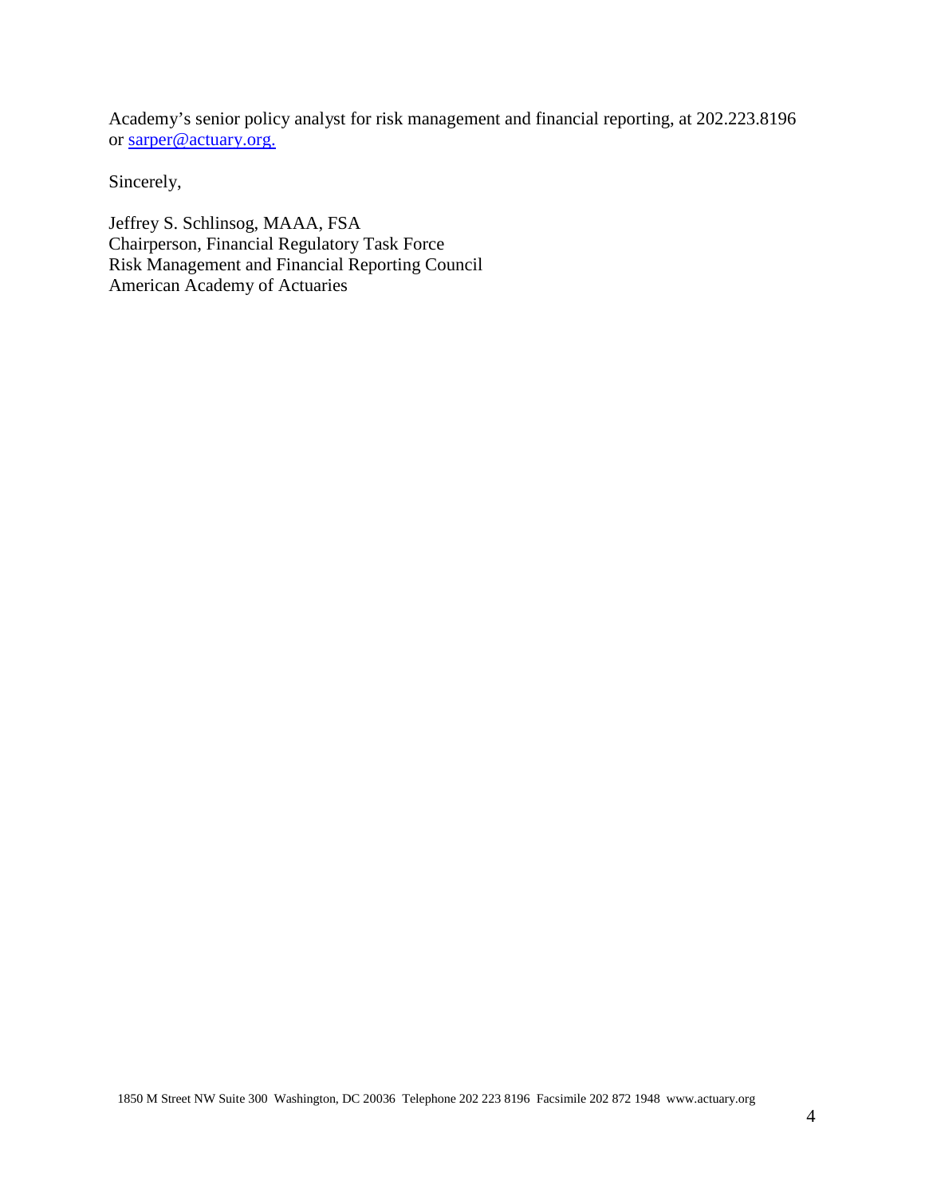Academy's senior policy analyst for risk management and financial reporting, at 202.223.8196 or sarper@actuary.org.

Sincerely,

Jeffrey S. Schlinsog, MAAA, FSA
Chairperson, Financial Regulatory Task Force
Risk Management and Financial Reporting Council
American Academy of Actuaries

1850 M Street NW Suite 300 Washington, DC 20036 Telephone 202 223 8196 Facsimile 202 872 1948 www.actuary.org